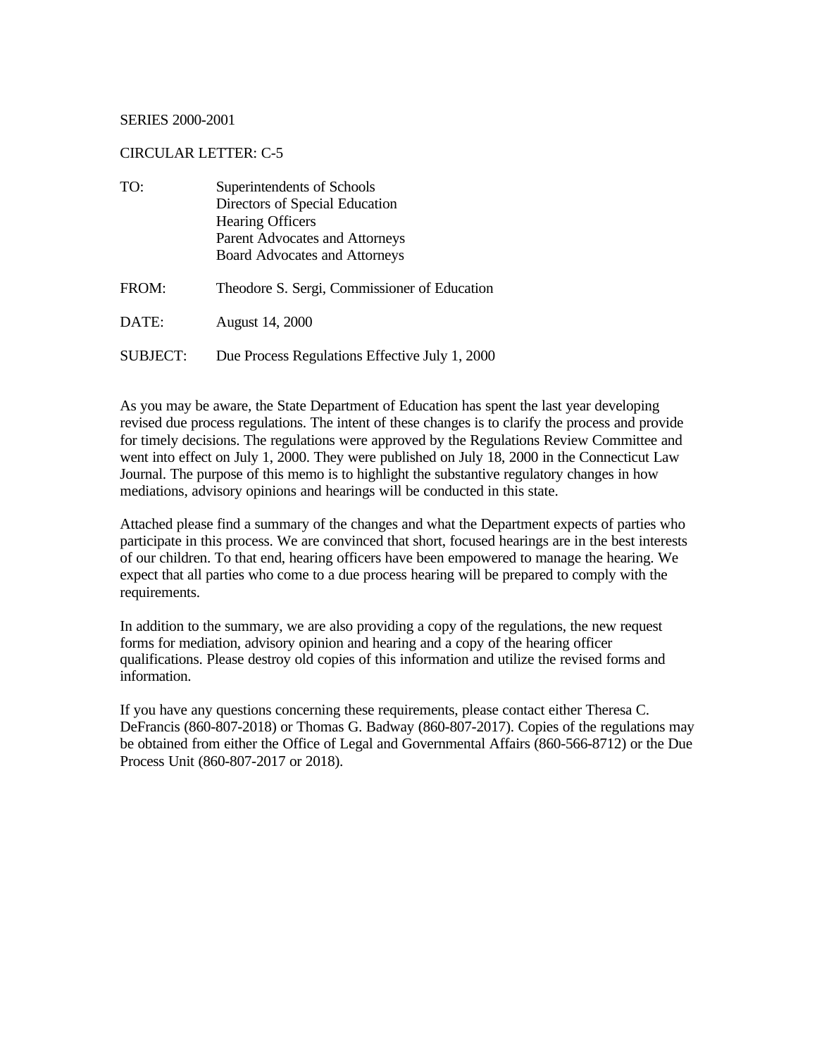SERIES 2000-2001

CIRCULAR LETTER: C-5

| | |
|---|---|
| TO: | Superintendents of Schools<br>Directors of Special Education<br>Hearing Officers<br>Parent Advocates and Attorneys<br>Board Advocates and Attorneys |
| FROM: | Theodore S. Sergi, Commissioner of Education |
| DATE: | August 14, 2000 |
| SUBJECT: | Due Process Regulations Effective July 1, 2000 |

As you may be aware, the State Department of Education has spent the last year developing revised due process regulations. The intent of these changes is to clarify the process and provide for timely decisions. The regulations were approved by the Regulations Review Committee and went into effect on July 1, 2000. They were published on July 18, 2000 in the Connecticut Law Journal. The purpose of this memo is to highlight the substantive regulatory changes in how mediations, advisory opinions and hearings will be conducted in this state.

Attached please find a summary of the changes and what the Department expects of parties who participate in this process. We are convinced that short, focused hearings are in the best interests of our children. To that end, hearing officers have been empowered to manage the hearing. We expect that all parties who come to a due process hearing will be prepared to comply with the requirements.

In addition to the summary, we are also providing a copy of the regulations, the new request forms for mediation, advisory opinion and hearing and a copy of the hearing officer qualifications. Please destroy old copies of this information and utilize the revised forms and information.

If you have any questions concerning these requirements, please contact either Theresa C. DeFrancis (860-807-2018) or Thomas G. Badway (860-807-2017). Copies of the regulations may be obtained from either the Office of Legal and Governmental Affairs (860-566-8712) or the Due Process Unit (860-807-2017 or 2018).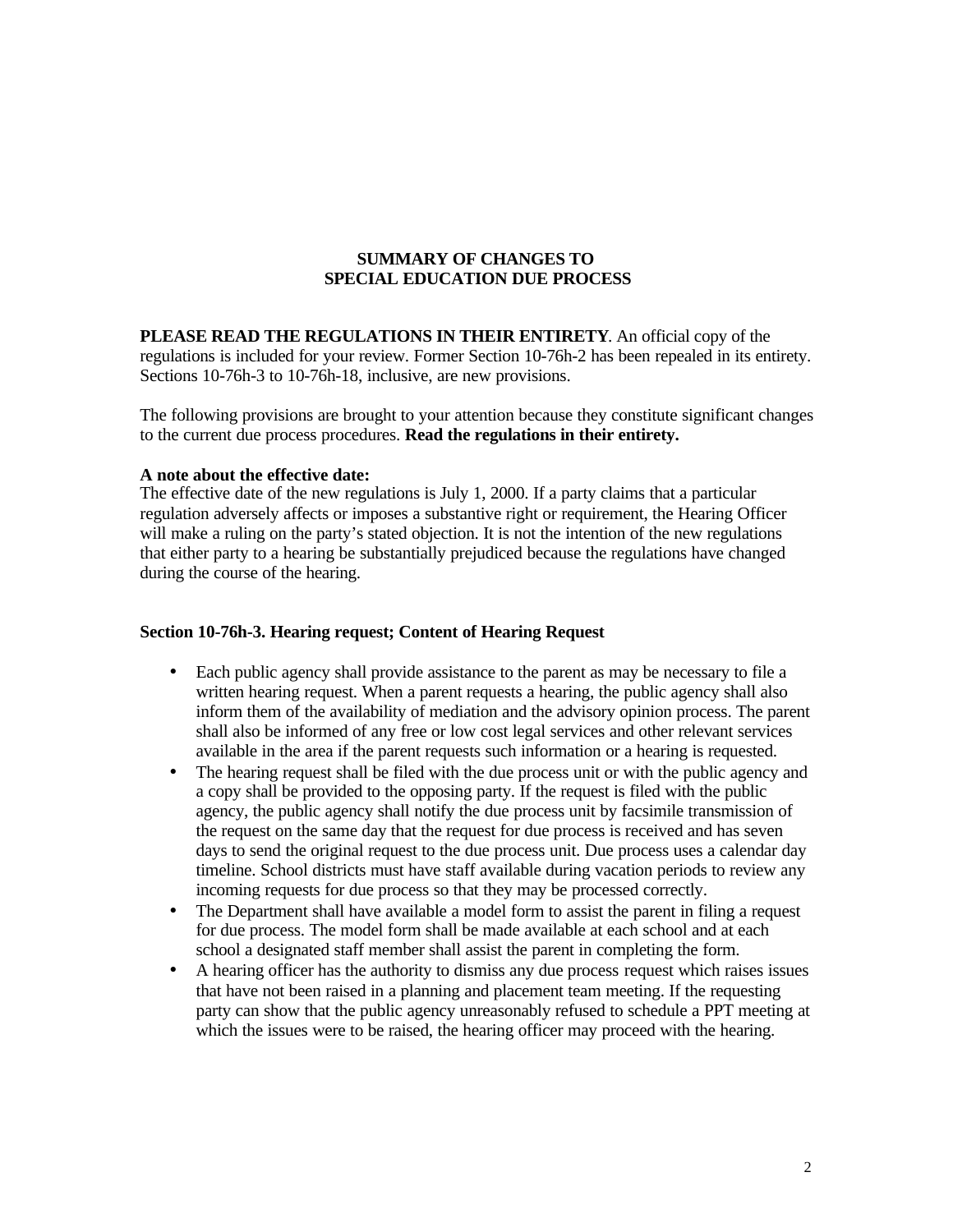# SUMMARY OF CHANGES TO SPECIAL EDUCATION DUE PROCESS

**PLEASE READ THE REGULATIONS IN THEIR ENTIRETY**. An official copy of the regulations is included for your review. Former Section 10-76h-2 has been repealed in its entirety. Sections 10-76h-3 to 10-76h-18, inclusive, are new provisions.

The following provisions are brought to your attention because they constitute significant changes to the current due process procedures. **Read the regulations in their entirety.**

**A note about the effective date:**
The effective date of the new regulations is July 1, 2000. If a party claims that a particular regulation adversely affects or imposes a substantive right or requirement, the Hearing Officer will make a ruling on the party's stated objection. It is not the intention of the new regulations that either party to a hearing be substantially prejudiced because the regulations have changed during the course of the hearing.

### Section 10-76h-3. Hearing request; Content of Hearing Request

- Each public agency shall provide assistance to the parent as may be necessary to file a written hearing request. When a parent requests a hearing, the public agency shall also inform them of the availability of mediation and the advisory opinion process. The parent shall also be informed of any free or low cost legal services and other relevant services available in the area if the parent requests such information or a hearing is requested.
- The hearing request shall be filed with the due process unit or with the public agency and a copy shall be provided to the opposing party. If the request is filed with the public agency, the public agency shall notify the due process unit by facsimile transmission of the request on the same day that the request for due process is received and has seven days to send the original request to the due process unit. Due process uses a calendar day timeline. School districts must have staff available during vacation periods to review any incoming requests for due process so that they may be processed correctly.
- The Department shall have available a model form to assist the parent in filing a request for due process. The model form shall be made available at each school and at each school a designated staff member shall assist the parent in completing the form.
- A hearing officer has the authority to dismiss any due process request which raises issues that have not been raised in a planning and placement team meeting. If the requesting party can show that the public agency unreasonably refused to schedule a PPT meeting at which the issues were to be raised, the hearing officer may proceed with the hearing.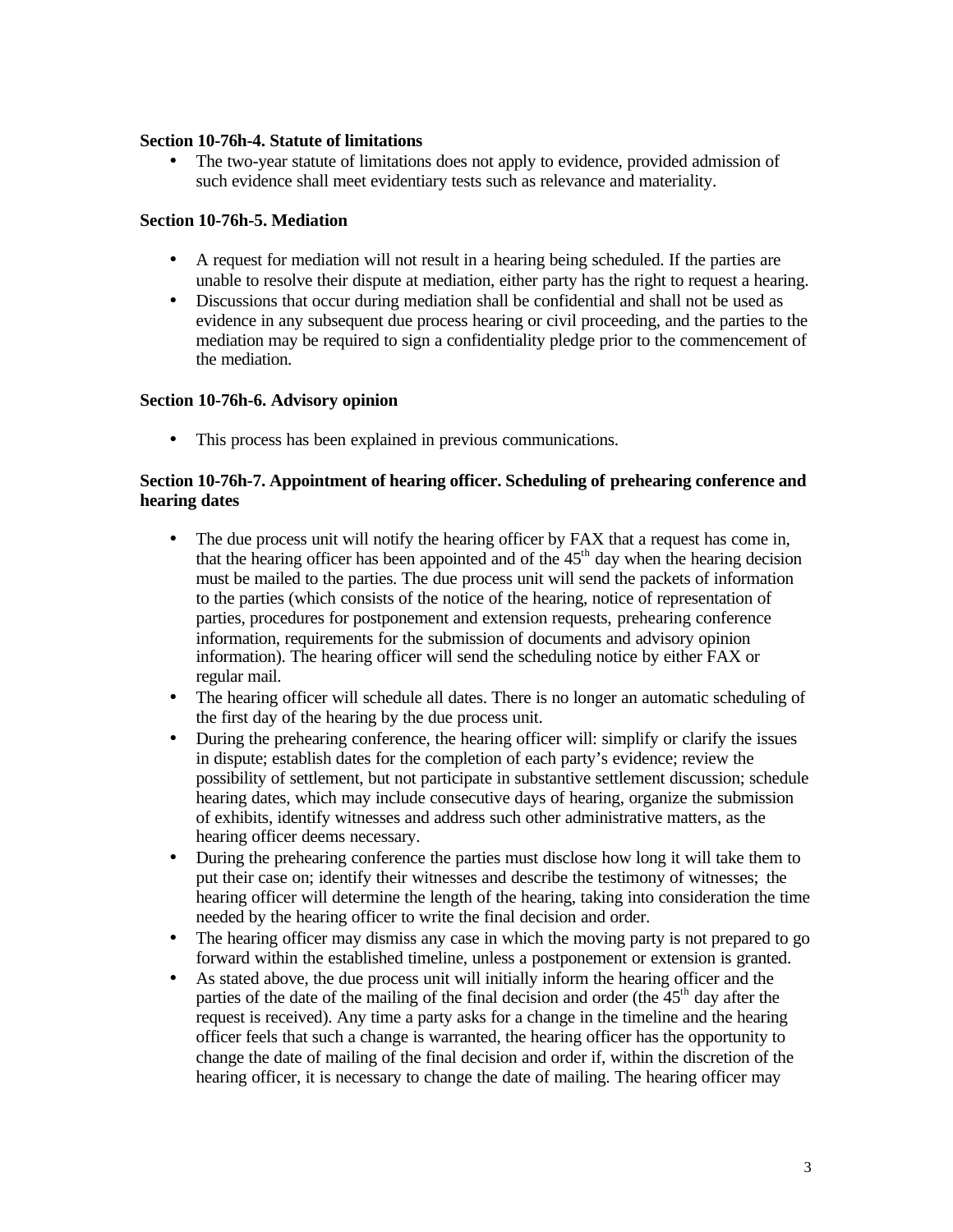**Section 10-76h-4. Statute of limitations**

- The two-year statute of limitations does not apply to evidence, provided admission of such evidence shall meet evidentiary tests such as relevance and materiality.

**Section 10-76h-5. Mediation**

- A request for mediation will not result in a hearing being scheduled. If the parties are unable to resolve their dispute at mediation, either party has the right to request a hearing.
- Discussions that occur during mediation shall be confidential and shall not be used as evidence in any subsequent due process hearing or civil proceeding, and the parties to the mediation may be required to sign a confidentiality pledge prior to the commencement of the mediation.

**Section 10-76h-6. Advisory opinion**

- This process has been explained in previous communications.

**Section 10-76h-7. Appointment of hearing officer. Scheduling of prehearing conference and hearing dates**

- The due process unit will notify the hearing officer by FAX that a request has come in, that the hearing officer has been appointed and of the 45th day when the hearing decision must be mailed to the parties. The due process unit will send the packets of information to the parties (which consists of the notice of the hearing, notice of representation of parties, procedures for postponement and extension requests, prehearing conference information, requirements for the submission of documents and advisory opinion information). The hearing officer will send the scheduling notice by either FAX or regular mail.
- The hearing officer will schedule all dates. There is no longer an automatic scheduling of the first day of the hearing by the due process unit.
- During the prehearing conference, the hearing officer will: simplify or clarify the issues in dispute; establish dates for the completion of each party's evidence; review the possibility of settlement, but not participate in substantive settlement discussion; schedule hearing dates, which may include consecutive days of hearing, organize the submission of exhibits, identify witnesses and address such other administrative matters, as the hearing officer deems necessary.
- During the prehearing conference the parties must disclose how long it will take them to put their case on; identify their witnesses and describe the testimony of witnesses; the hearing officer will determine the length of the hearing, taking into consideration the time needed by the hearing officer to write the final decision and order.
- The hearing officer may dismiss any case in which the moving party is not prepared to go forward within the established timeline, unless a postponement or extension is granted.
- As stated above, the due process unit will initially inform the hearing officer and the parties of the date of the mailing of the final decision and order (the 45th day after the request is received). Any time a party asks for a change in the timeline and the hearing officer feels that such a change is warranted, the hearing officer has the opportunity to change the date of mailing of the final decision and order if, within the discretion of the hearing officer, it is necessary to change the date of mailing. The hearing officer may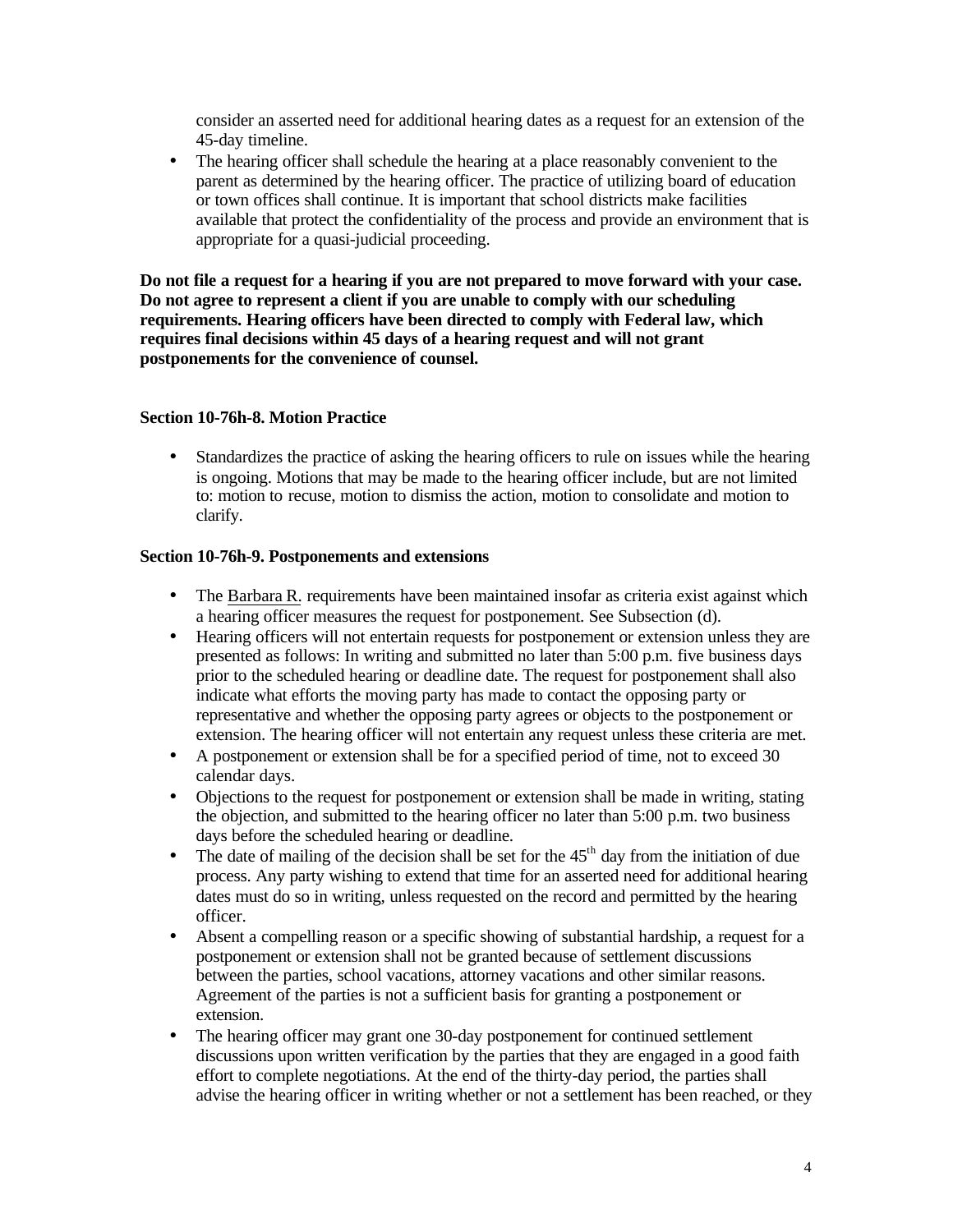consider an asserted need for additional hearing dates as a request for an extension of the 45-day timeline.

- The hearing officer shall schedule the hearing at a place reasonably convenient to the parent as determined by the hearing officer. The practice of utilizing board of education or town offices shall continue. It is important that school districts make facilities available that protect the confidentiality of the process and provide an environment that is appropriate for a quasi-judicial proceeding.

**Do not file a request for a hearing if you are not prepared to move forward with your case. Do not agree to represent a client if you are unable to comply with our scheduling requirements. Hearing officers have been directed to comply with Federal law, which requires final decisions within 45 days of a hearing request and will not grant postponements for the convenience of counsel.**

**Section 10-76h-8. Motion Practice**

- Standardizes the practice of asking the hearing officers to rule on issues while the hearing is ongoing. Motions that may be made to the hearing officer include, but are not limited to: motion to recuse, motion to dismiss the action, motion to consolidate and motion to clarify.

**Section 10-76h-9. Postponements and extensions**

- The Barbara R. requirements have been maintained insofar as criteria exist against which a hearing officer measures the request for postponement. See Subsection (d).
- Hearing officers will not entertain requests for postponement or extension unless they are presented as follows: In writing and submitted no later than 5:00 p.m. five business days prior to the scheduled hearing or deadline date. The request for postponement shall also indicate what efforts the moving party has made to contact the opposing party or representative and whether the opposing party agrees or objects to the postponement or extension. The hearing officer will not entertain any request unless these criteria are met.
- A postponement or extension shall be for a specified period of time, not to exceed 30 calendar days.
- Objections to the request for postponement or extension shall be made in writing, stating the objection, and submitted to the hearing officer no later than 5:00 p.m. two business days before the scheduled hearing or deadline.
- The date of mailing of the decision shall be set for the 45th day from the initiation of due process. Any party wishing to extend that time for an asserted need for additional hearing dates must do so in writing, unless requested on the record and permitted by the hearing officer.
- Absent a compelling reason or a specific showing of substantial hardship, a request for a postponement or extension shall not be granted because of settlement discussions between the parties, school vacations, attorney vacations and other similar reasons. Agreement of the parties is not a sufficient basis for granting a postponement or extension.
- The hearing officer may grant one 30-day postponement for continued settlement discussions upon written verification by the parties that they are engaged in a good faith effort to complete negotiations. At the end of the thirty-day period, the parties shall advise the hearing officer in writing whether or not a settlement has been reached, or they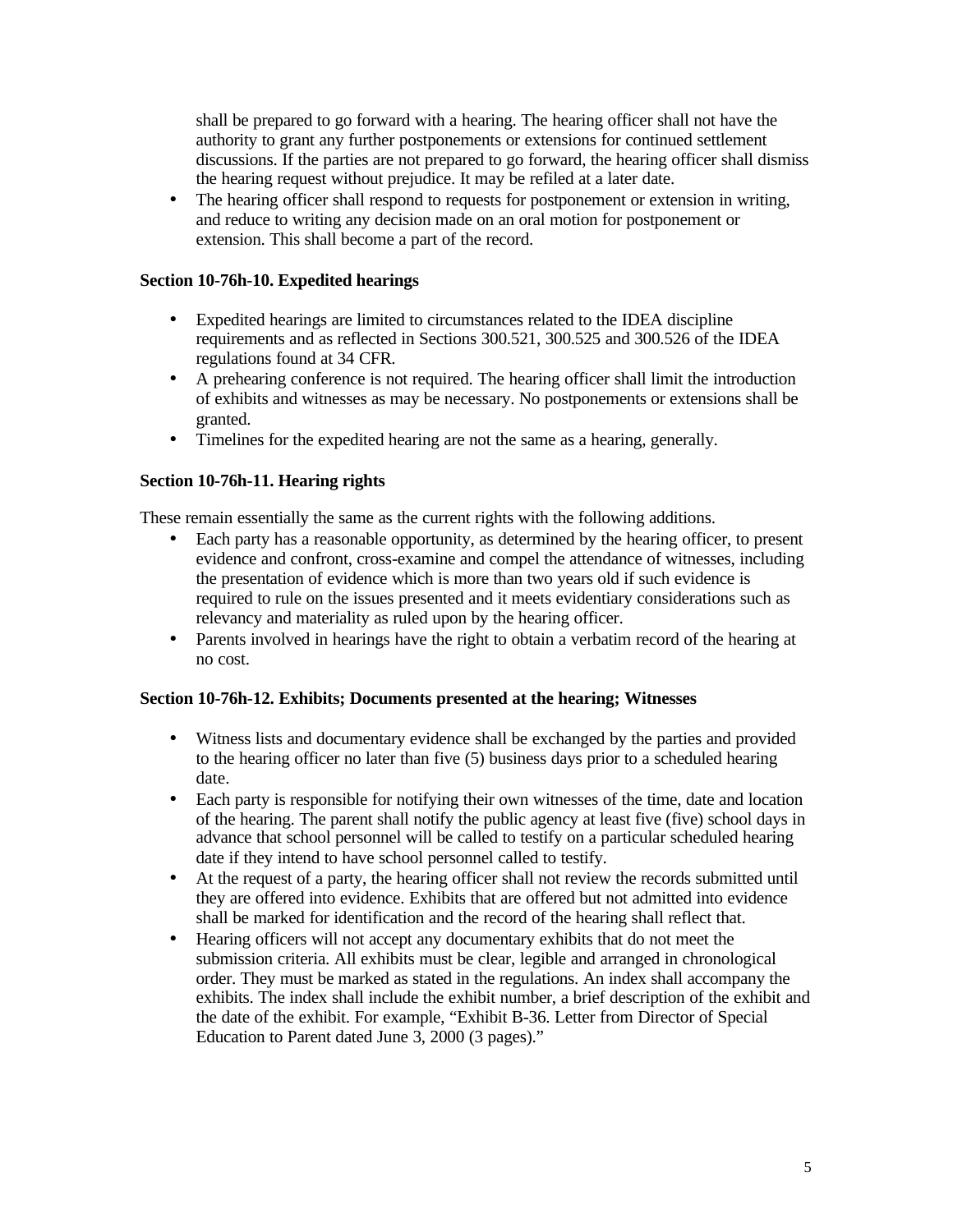shall be prepared to go forward with a hearing. The hearing officer shall not have the authority to grant any further postponements or extensions for continued settlement discussions. If the parties are not prepared to go forward, the hearing officer shall dismiss the hearing request without prejudice. It may be refiled at a later date.

- The hearing officer shall respond to requests for postponement or extension in writing, and reduce to writing any decision made on an oral motion for postponement or extension. This shall become a part of the record.

**Section 10-76h-10. Expedited hearings**

- Expedited hearings are limited to circumstances related to the IDEA discipline requirements and as reflected in Sections 300.521, 300.525 and 300.526 of the IDEA regulations found at 34 CFR.
- A prehearing conference is not required. The hearing officer shall limit the introduction of exhibits and witnesses as may be necessary. No postponements or extensions shall be granted.
- Timelines for the expedited hearing are not the same as a hearing, generally.

**Section 10-76h-11. Hearing rights**

These remain essentially the same as the current rights with the following additions.

- Each party has a reasonable opportunity, as determined by the hearing officer, to present evidence and confront, cross-examine and compel the attendance of witnesses, including the presentation of evidence which is more than two years old if such evidence is required to rule on the issues presented and it meets evidentiary considerations such as relevancy and materiality as ruled upon by the hearing officer.
- Parents involved in hearings have the right to obtain a verbatim record of the hearing at no cost.

**Section 10-76h-12. Exhibits; Documents presented at the hearing; Witnesses**

- Witness lists and documentary evidence shall be exchanged by the parties and provided to the hearing officer no later than five (5) business days prior to a scheduled hearing date.
- Each party is responsible for notifying their own witnesses of the time, date and location of the hearing. The parent shall notify the public agency at least five (five) school days in advance that school personnel will be called to testify on a particular scheduled hearing date if they intend to have school personnel called to testify.
- At the request of a party, the hearing officer shall not review the records submitted until they are offered into evidence. Exhibits that are offered but not admitted into evidence shall be marked for identification and the record of the hearing shall reflect that.
- Hearing officers will not accept any documentary exhibits that do not meet the submission criteria. All exhibits must be clear, legible and arranged in chronological order. They must be marked as stated in the regulations. An index shall accompany the exhibits. The index shall include the exhibit number, a brief description of the exhibit and the date of the exhibit. For example, "Exhibit B-36. Letter from Director of Special Education to Parent dated June 3, 2000 (3 pages)."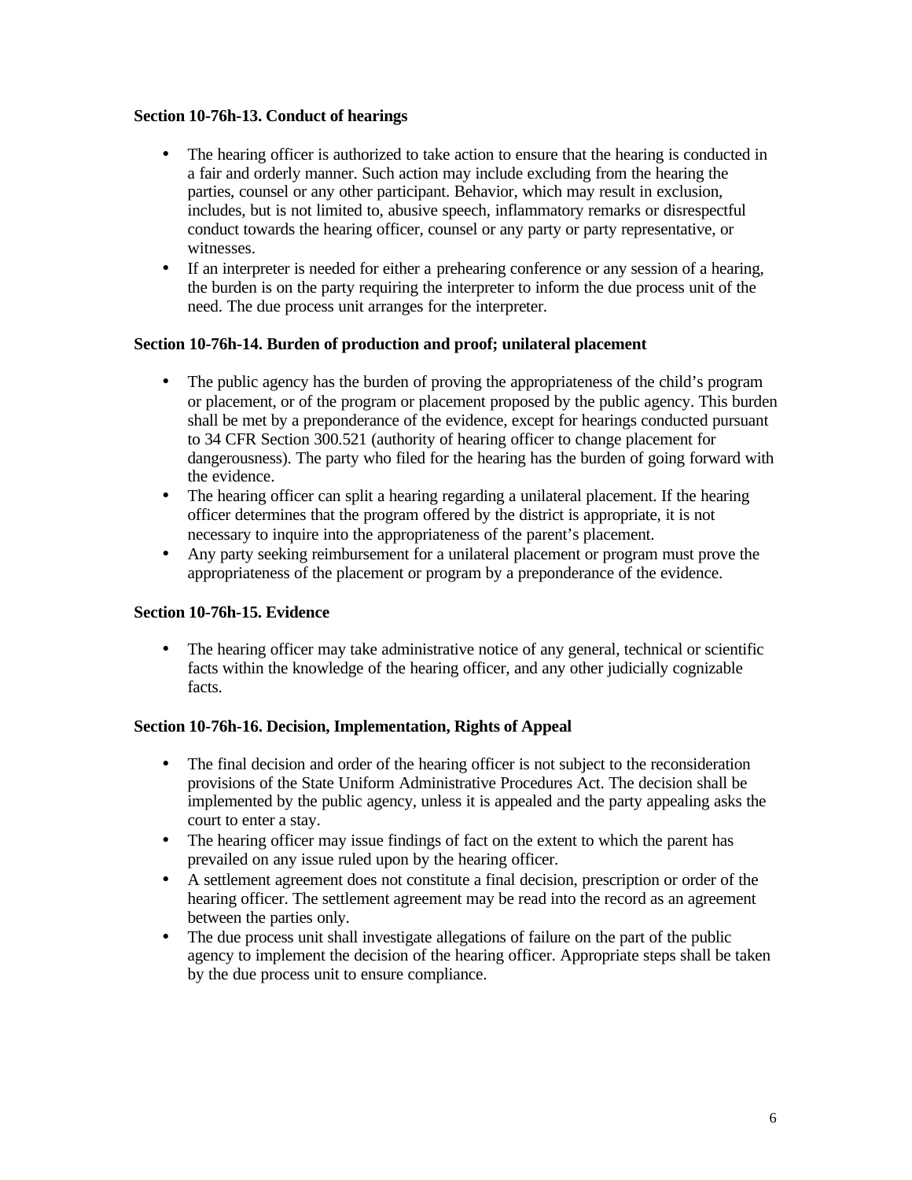**Section 10-76h-13. Conduct of hearings**

- The hearing officer is authorized to take action to ensure that the hearing is conducted in a fair and orderly manner. Such action may include excluding from the hearing the parties, counsel or any other participant. Behavior, which may result in exclusion, includes, but is not limited to, abusive speech, inflammatory remarks or disrespectful conduct towards the hearing officer, counsel or any party or party representative, or witnesses.
- If an interpreter is needed for either a prehearing conference or any session of a hearing, the burden is on the party requiring the interpreter to inform the due process unit of the need. The due process unit arranges for the interpreter.

**Section 10-76h-14. Burden of production and proof; unilateral placement**

- The public agency has the burden of proving the appropriateness of the child's program or placement, or of the program or placement proposed by the public agency. This burden shall be met by a preponderance of the evidence, except for hearings conducted pursuant to 34 CFR Section 300.521 (authority of hearing officer to change placement for dangerousness). The party who filed for the hearing has the burden of going forward with the evidence.
- The hearing officer can split a hearing regarding a unilateral placement. If the hearing officer determines that the program offered by the district is appropriate, it is not necessary to inquire into the appropriateness of the parent's placement.
- Any party seeking reimbursement for a unilateral placement or program must prove the appropriateness of the placement or program by a preponderance of the evidence.

**Section 10-76h-15. Evidence**

- The hearing officer may take administrative notice of any general, technical or scientific facts within the knowledge of the hearing officer, and any other judicially cognizable facts.

**Section 10-76h-16. Decision, Implementation, Rights of Appeal**

- The final decision and order of the hearing officer is not subject to the reconsideration provisions of the State Uniform Administrative Procedures Act. The decision shall be implemented by the public agency, unless it is appealed and the party appealing asks the court to enter a stay.
- The hearing officer may issue findings of fact on the extent to which the parent has prevailed on any issue ruled upon by the hearing officer.
- A settlement agreement does not constitute a final decision, prescription or order of the hearing officer. The settlement agreement may be read into the record as an agreement between the parties only.
- The due process unit shall investigate allegations of failure on the part of the public agency to implement the decision of the hearing officer. Appropriate steps shall be taken by the due process unit to ensure compliance.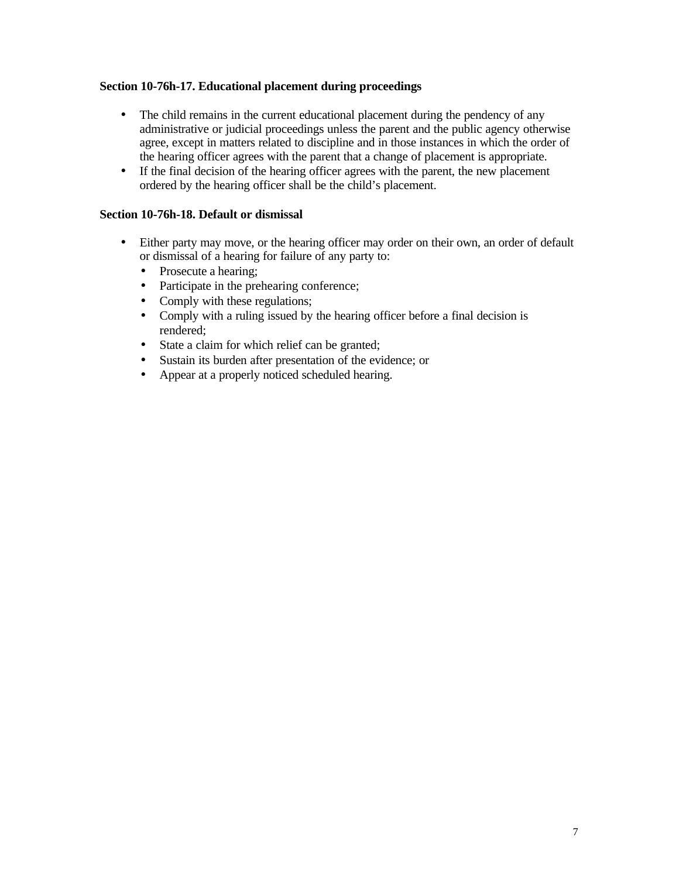**Section 10-76h-17. Educational placement during proceedings**

- The child remains in the current educational placement during the pendency of any administrative or judicial proceedings unless the parent and the public agency otherwise agree, except in matters related to discipline and in those instances in which the order of the hearing officer agrees with the parent that a change of placement is appropriate.
- If the final decision of the hearing officer agrees with the parent, the new placement ordered by the hearing officer shall be the child's placement.

**Section 10-76h-18. Default or dismissal**

- Either party may move, or the hearing officer may order on their own, an order of default or dismissal of a hearing for failure of any party to:
  - Prosecute a hearing;
  - Participate in the prehearing conference;
  - Comply with these regulations;
  - Comply with a ruling issued by the hearing officer before a final decision is rendered;
  - State a claim for which relief can be granted;
  - Sustain its burden after presentation of the evidence; or
  - Appear at a properly noticed scheduled hearing.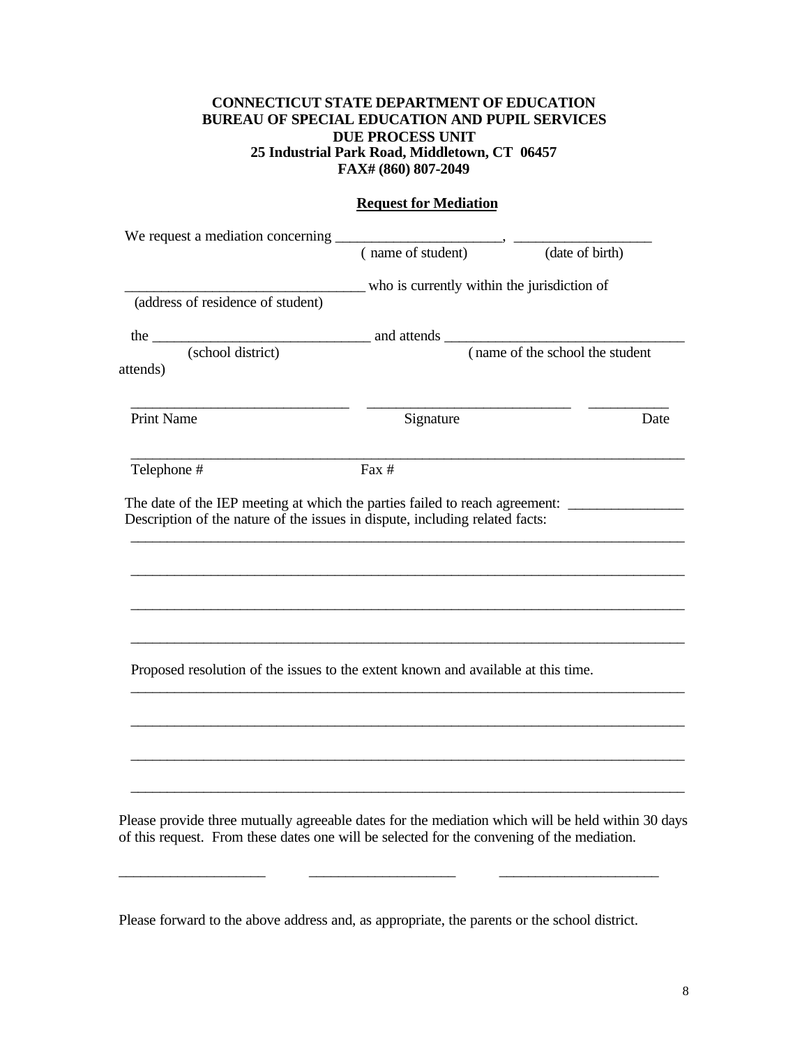**CONNECTICUT STATE DEPARTMENT OF EDUCATION**
**BUREAU OF SPECIAL EDUCATION AND PUPIL SERVICES**
**DUE PROCESS UNIT**
**25 Industrial Park Road, Middletown, CT 06457**
**FAX# (860) 807-2049**

**Request for Mediation**

We request a mediation concerning ______________________, __________________
( name of student) (date of birth)

________________________________ who is currently within the jurisdiction of
(address of residence of student)

the _____________________________ and attends ________________________________
(school district) ( name of the school the student attends)

_____________________________ ___________________________ __________
Print Name Signature Date

_________________________________________________________________________
Telephone # Fax #

The date of the IEP meeting at which the parties failed to reach agreement: _______________
Description of the nature of the issues in dispute, including related facts:

_________________________________________________________________________

_________________________________________________________________________

_________________________________________________________________________

_________________________________________________________________________

Proposed resolution of the issues to the extent known and available at this time.

_________________________________________________________________________

_________________________________________________________________________

_________________________________________________________________________

_________________________________________________________________________

Please provide three mutually agreeable dates for the mediation which will be held within 30 days of this request. From these dates one will be selected for the convening of the mediation.

___________________ ___________________ _____________________

Please forward to the above address and, as appropriate, the parents or the school district.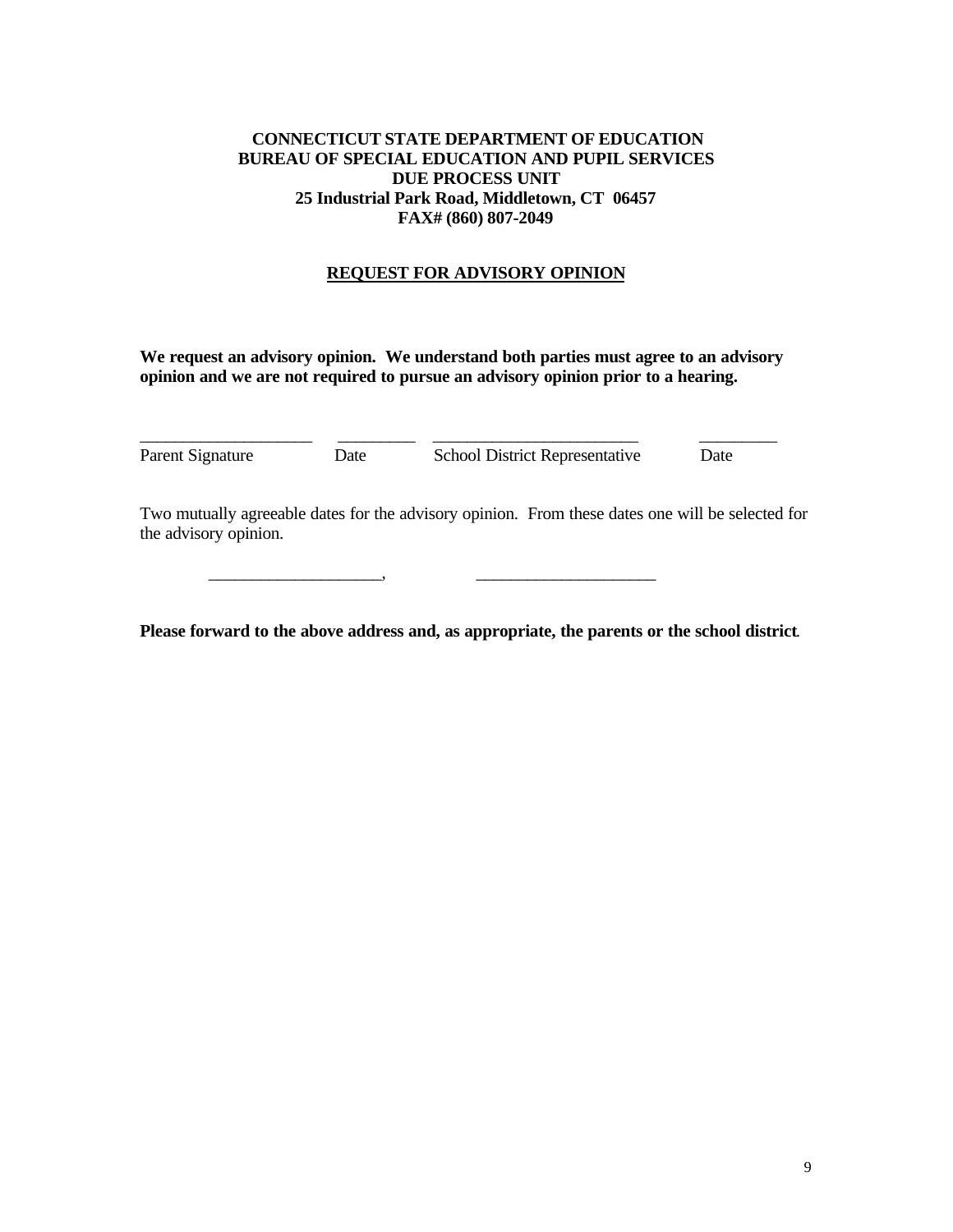**CONNECTICUT STATE DEPARTMENT OF EDUCATION**
**BUREAU OF SPECIAL EDUCATION AND PUPIL SERVICES**
**DUE PROCESS UNIT**
**25 Industrial Park Road, Middletown, CT 06457**
**FAX# (860) 807-2049**

## REQUEST FOR ADVISORY OPINION

**We request an advisory opinion. We understand both parties must agree to an advisory opinion and we are not required to pursue an advisory opinion prior to a hearing.**

| ____________________ | _________ | ________________________ | _________ |
|---|---|---|---|
| Parent Signature | Date | School District Representative | Date |

Two mutually agreeable dates for the advisory opinion. From these dates one will be selected for the advisory opinion.

____________________, ____________________

**Please forward to the above address and, as appropriate, the parents or the school district.**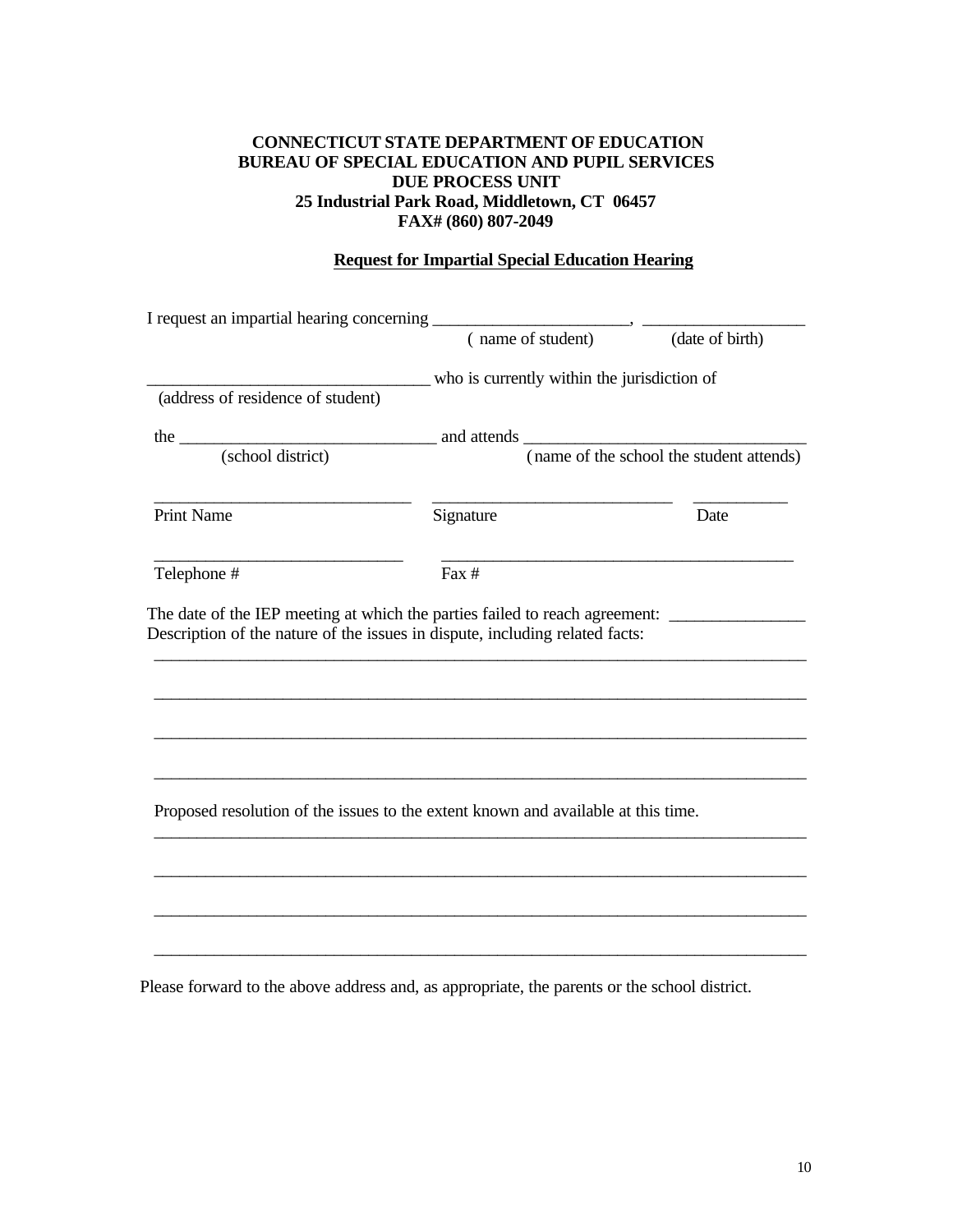**CONNECTICUT STATE DEPARTMENT OF EDUCATION**
**BUREAU OF SPECIAL EDUCATION AND PUPIL SERVICES**
**DUE PROCESS UNIT**
**25 Industrial Park Road, Middletown, CT 06457**
**FAX# (860) 807-2049**

**Request for Impartial Special Education Hearing**

I request an impartial hearing concerning ______________________, __________________
( name of student) (date of birth)

________________________________ who is currently within the jurisdiction of
(address of residence of student)

the _____________________________ and attends ________________________________
(school district) (name of the school the student attends)

_____________________________ ___________________________ __________
Print Name Signature Date

____________________________ ________________________________________
Telephone # Fax #

The date of the IEP meeting at which the parties failed to reach agreement: _______________
Description of the nature of the issues in dispute, including related facts:

___________________________________________________________________________

___________________________________________________________________________

___________________________________________________________________________

___________________________________________________________________________

Proposed resolution of the issues to the extent known and available at this time.

___________________________________________________________________________

___________________________________________________________________________

___________________________________________________________________________

___________________________________________________________________________

Please forward to the above address and, as appropriate, the parents or the school district.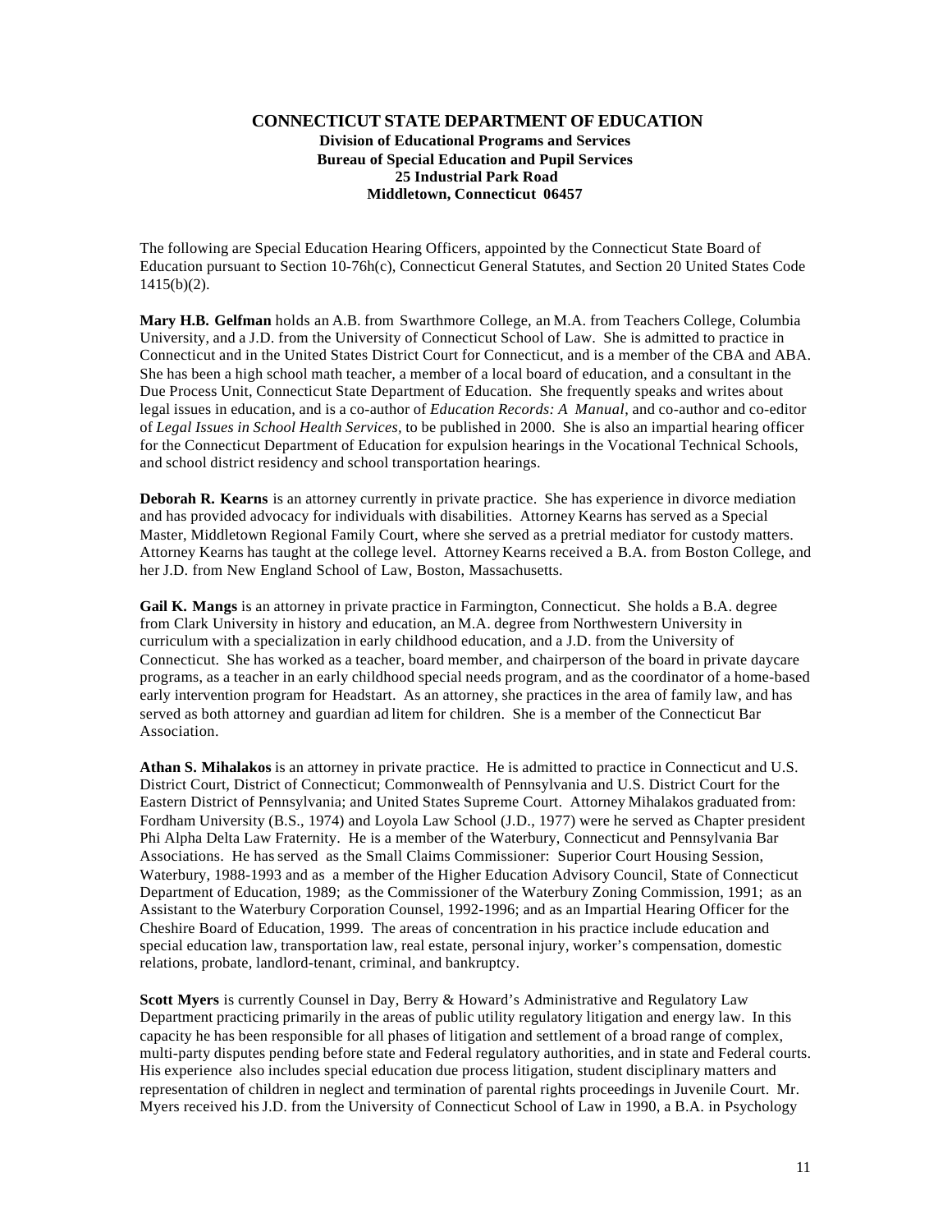**CONNECTICUT STATE DEPARTMENT OF EDUCATION**
**Division of Educational Programs and Services**
**Bureau of Special Education and Pupil Services**
**25 Industrial Park Road**
**Middletown, Connecticut 06457**

The following are Special Education Hearing Officers, appointed by the Connecticut State Board of Education pursuant to Section 10-76h(c), Connecticut General Statutes, and Section 20 United States Code 1415(b)(2).

**Mary H.B. Gelfman** holds an A.B. from Swarthmore College, an M.A. from Teachers College, Columbia University, and a J.D. from the University of Connecticut School of Law. She is admitted to practice in Connecticut and in the United States District Court for Connecticut, and is a member of the CBA and ABA. She has been a high school math teacher, a member of a local board of education, and a consultant in the Due Process Unit, Connecticut State Department of Education. She frequently speaks and writes about legal issues in education, and is a co-author of *Education Records: A Manual*, and co-author and co-editor of *Legal Issues in School Health Services,* to be published in 2000. She is also an impartial hearing officer for the Connecticut Department of Education for expulsion hearings in the Vocational Technical Schools, and school district residency and school transportation hearings.

**Deborah R. Kearns** is an attorney currently in private practice. She has experience in divorce mediation and has provided advocacy for individuals with disabilities. Attorney Kearns has served as a Special Master, Middletown Regional Family Court, where she served as a pretrial mediator for custody matters. Attorney Kearns has taught at the college level. Attorney Kearns received a B.A. from Boston College, and her J.D. from New England School of Law, Boston, Massachusetts.

**Gail K. Mangs** is an attorney in private practice in Farmington, Connecticut. She holds a B.A. degree from Clark University in history and education, an M.A. degree from Northwestern University in curriculum with a specialization in early childhood education, and a J.D. from the University of Connecticut. She has worked as a teacher, board member, and chairperson of the board in private daycare programs, as a teacher in an early childhood special needs program, and as the coordinator of a home-based early intervention program for Headstart. As an attorney, she practices in the area of family law, and has served as both attorney and guardian ad litem for children. She is a member of the Connecticut Bar Association.

**Athan S. Mihalakos** is an attorney in private practice. He is admitted to practice in Connecticut and U.S. District Court, District of Connecticut; Commonwealth of Pennsylvania and U.S. District Court for the Eastern District of Pennsylvania; and United States Supreme Court. Attorney Mihalakos graduated from: Fordham University (B.S., 1974) and Loyola Law School (J.D., 1977) were he served as Chapter president Phi Alpha Delta Law Fraternity. He is a member of the Waterbury, Connecticut and Pennsylvania Bar Associations. He has served as the Small Claims Commissioner: Superior Court Housing Session, Waterbury, 1988-1993 and as a member of the Higher Education Advisory Council, State of Connecticut Department of Education, 1989; as the Commissioner of the Waterbury Zoning Commission, 1991; as an Assistant to the Waterbury Corporation Counsel, 1992-1996; and as an Impartial Hearing Officer for the Cheshire Board of Education, 1999. The areas of concentration in his practice include education and special education law, transportation law, real estate, personal injury, worker's compensation, domestic relations, probate, landlord-tenant, criminal, and bankruptcy.

**Scott Myers** is currently Counsel in Day, Berry & Howard's Administrative and Regulatory Law Department practicing primarily in the areas of public utility regulatory litigation and energy law. In this capacity he has been responsible for all phases of litigation and settlement of a broad range of complex, multi-party disputes pending before state and Federal regulatory authorities, and in state and Federal courts. His experience also includes special education due process litigation, student disciplinary matters and representation of children in neglect and termination of parental rights proceedings in Juvenile Court. Mr. Myers received his J.D. from the University of Connecticut School of Law in 1990, a B.A. in Psychology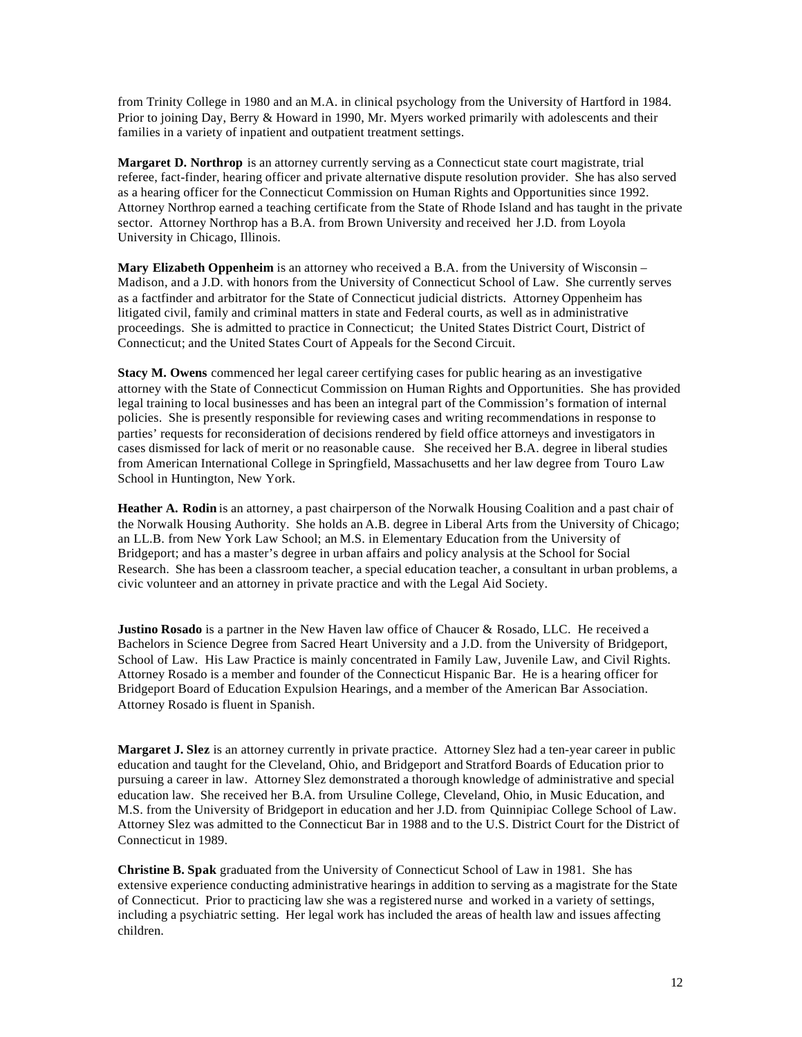from Trinity College in 1980 and an M.A. in clinical psychology from the University of Hartford in 1984. Prior to joining Day, Berry & Howard in 1990, Mr. Myers worked primarily with adolescents and their families in a variety of inpatient and outpatient treatment settings.

**Margaret D. Northrop** is an attorney currently serving as a Connecticut state court magistrate, trial referee, fact-finder, hearing officer and private alternative dispute resolution provider. She has also served as a hearing officer for the Connecticut Commission on Human Rights and Opportunities since 1992. Attorney Northrop earned a teaching certificate from the State of Rhode Island and has taught in the private sector. Attorney Northrop has a B.A. from Brown University and received her J.D. from Loyola University in Chicago, Illinois.

**Mary Elizabeth Oppenheim** is an attorney who received a B.A. from the University of Wisconsin – Madison, and a J.D. with honors from the University of Connecticut School of Law. She currently serves as a factfinder and arbitrator for the State of Connecticut judicial districts. Attorney Oppenheim has litigated civil, family and criminal matters in state and Federal courts, as well as in administrative proceedings. She is admitted to practice in Connecticut; the United States District Court, District of Connecticut; and the United States Court of Appeals for the Second Circuit.

**Stacy M. Owens** commenced her legal career certifying cases for public hearing as an investigative attorney with the State of Connecticut Commission on Human Rights and Opportunities. She has provided legal training to local businesses and has been an integral part of the Commission's formation of internal policies. She is presently responsible for reviewing cases and writing recommendations in response to parties' requests for reconsideration of decisions rendered by field office attorneys and investigators in cases dismissed for lack of merit or no reasonable cause. She received her B.A. degree in liberal studies from American International College in Springfield, Massachusetts and her law degree from Touro Law School in Huntington, New York.

**Heather A. Rodin** is an attorney, a past chairperson of the Norwalk Housing Coalition and a past chair of the Norwalk Housing Authority. She holds an A.B. degree in Liberal Arts from the University of Chicago; an LL.B. from New York Law School; an M.S. in Elementary Education from the University of Bridgeport; and has a master's degree in urban affairs and policy analysis at the School for Social Research. She has been a classroom teacher, a special education teacher, a consultant in urban problems, a civic volunteer and an attorney in private practice and with the Legal Aid Society.

**Justino Rosado** is a partner in the New Haven law office of Chaucer & Rosado, LLC. He received a Bachelors in Science Degree from Sacred Heart University and a J.D. from the University of Bridgeport, School of Law. His Law Practice is mainly concentrated in Family Law, Juvenile Law, and Civil Rights. Attorney Rosado is a member and founder of the Connecticut Hispanic Bar. He is a hearing officer for Bridgeport Board of Education Expulsion Hearings, and a member of the American Bar Association. Attorney Rosado is fluent in Spanish.

**Margaret J. Slez** is an attorney currently in private practice. Attorney Slez had a ten-year career in public education and taught for the Cleveland, Ohio, and Bridgeport and Stratford Boards of Education prior to pursuing a career in law. Attorney Slez demonstrated a thorough knowledge of administrative and special education law. She received her B.A. from Ursuline College, Cleveland, Ohio, in Music Education, and M.S. from the University of Bridgeport in education and her J.D. from Quinnipiac College School of Law. Attorney Slez was admitted to the Connecticut Bar in 1988 and to the U.S. District Court for the District of Connecticut in 1989.

**Christine B. Spak** graduated from the University of Connecticut School of Law in 1981. She has extensive experience conducting administrative hearings in addition to serving as a magistrate for the State of Connecticut. Prior to practicing law she was a registered nurse and worked in a variety of settings, including a psychiatric setting. Her legal work has included the areas of health law and issues affecting children.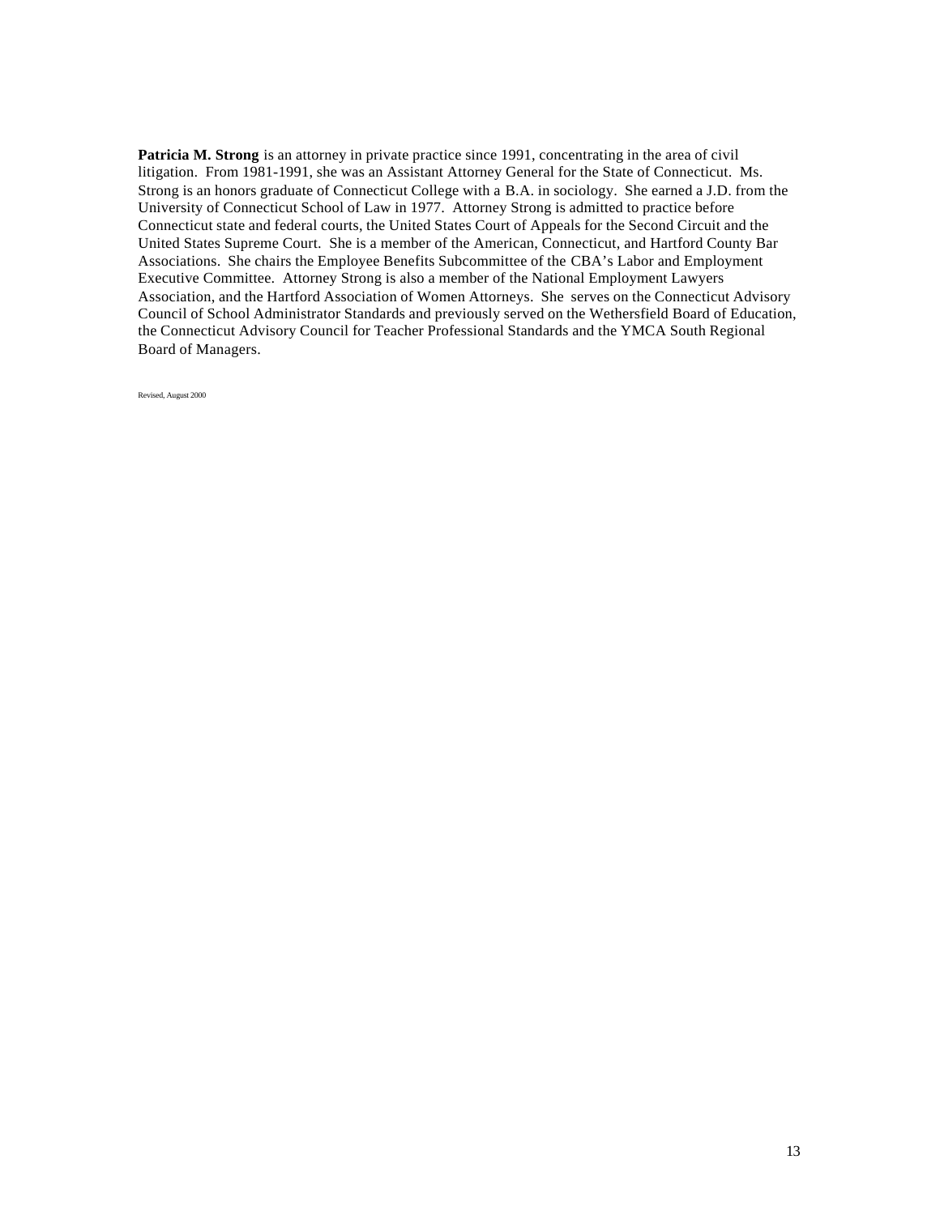**Patricia M. Strong** is an attorney in private practice since 1991, concentrating in the area of civil litigation. From 1981-1991, she was an Assistant Attorney General for the State of Connecticut. Ms. Strong is an honors graduate of Connecticut College with a B.A. in sociology. She earned a J.D. from the University of Connecticut School of Law in 1977. Attorney Strong is admitted to practice before Connecticut state and federal courts, the United States Court of Appeals for the Second Circuit and the United States Supreme Court. She is a member of the American, Connecticut, and Hartford County Bar Associations. She chairs the Employee Benefits Subcommittee of the CBA's Labor and Employment Executive Committee. Attorney Strong is also a member of the National Employment Lawyers Association, and the Hartford Association of Women Attorneys. She serves on the Connecticut Advisory Council of School Administrator Standards and previously served on the Wethersfield Board of Education, the Connecticut Advisory Council for Teacher Professional Standards and the YMCA South Regional Board of Managers.

Revised, August 2000